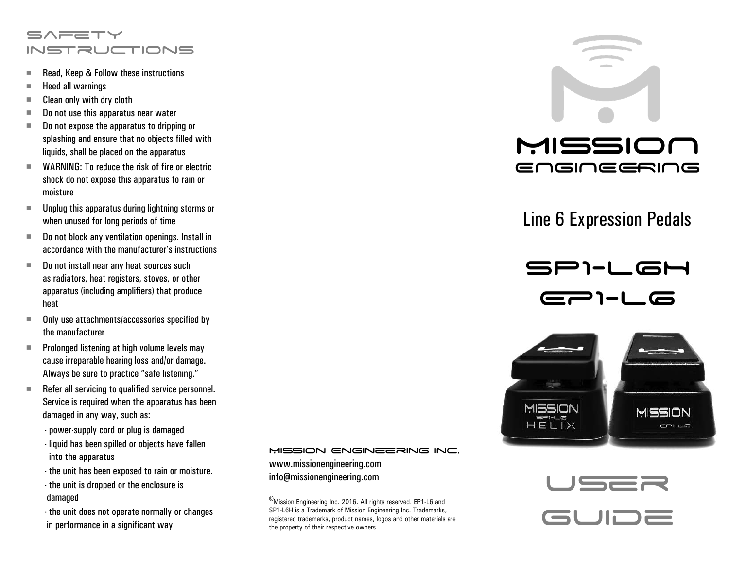# Safety Instructions

- Read, Keep & Follow these instructions
- Heed all warnings
- Clean only with dry cloth
- Do not use this apparatus near water
- Do not expose the apparatus to dripping or splashing and ensure that no objects filled with liquids, shall be placed on the apparatus
- WARNING: To reduce the risk of fire or electric shock do not expose this apparatus to rain or moisture
- Unplug this apparatus during lightning storms or when unused for long periods of time
- Do not block any ventilation openings. Install in accordance with the manufacturer's instructions
- Do not install near any heat sources such as radiators, heat registers, stoves, or other apparatus (including amplifiers) that produce heat
- Only use attachments/accessories specified by the manufacturer
- Prolonged listening at high volume levels may cause irreparable hearing loss and/or damage. Always be sure to practice "safe listening."
- Refer all servicing to qualified service personnel. Service is required when the apparatus has been damaged in any way, such as:
  - power-supply cord or plug is damaged
  - liquid has been spilled or objects have fallen into the apparatus
  - the unit has been exposed to rain or moisture.
  - the unit is dropped or the enclosure is damaged
  - the unit does not operate normally or changes in performance in a significant way

**MISSION ENGINEERING INC.**

www.missionengineering.com
info@missionengineering.com

©Mission Engineering Inc. 2016. All rights reserved. EP1-L6 and SP1-L6H is a Trademark of Mission Engineering Inc. Trademarks, registered trademarks, product names, logos and other materials are the property of their respective owners.

# MISSION ENGINEERING

## Line 6 Expression Pedals

## SP1-L6H
## EP1-L6

# USER GUIDE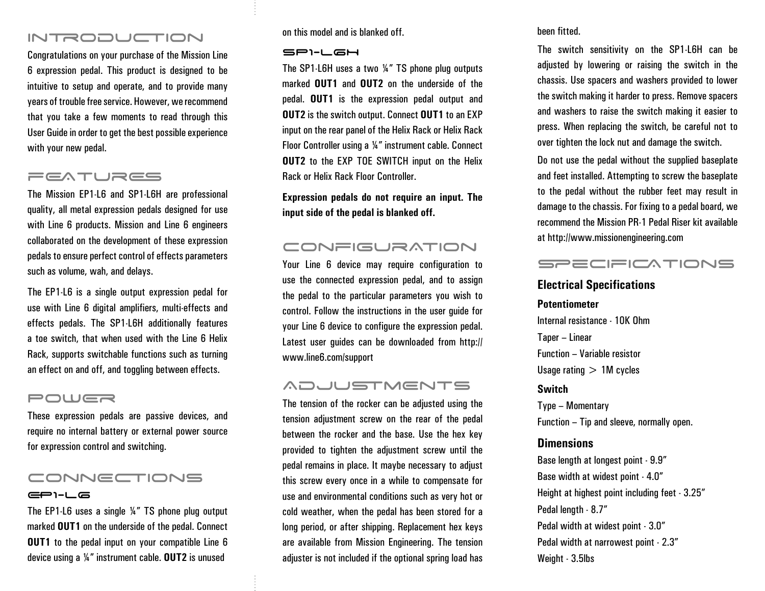# INTRODUCTION

Congratulations on your purchase of the Mission Line 6 expression pedal. This product is designed to be intuitive to setup and operate, and to provide many years of trouble free service. However, we recommend that you take a few moments to read through this User Guide in order to get the best possible experience with your new pedal.

# FEATURES

The Mission EP1-L6 and SP1-L6H are professional quality, all metal expression pedals designed for use with Line 6 products. Mission and Line 6 engineers collaborated on the development of these expression pedals to ensure perfect control of effects parameters such as volume, wah, and delays.

The EP1-L6 is a single output expression pedal for use with Line 6 digital amplifiers, multi-effects and effects pedals. The SP1-L6H additionally features a toe switch, that when used with the Line 6 Helix Rack, supports switchable functions such as turning an effect on and off, and toggling between effects.

# POWER

These expression pedals are passive devices, and require no internal battery or external power source for expression control and switching.

# CONNECTIONS

## EP1-L6

The EP1-L6 uses a single ¼" TS phone plug output marked **OUT1** on the underside of the pedal. Connect **OUT1** to the pedal input on your compatible Line 6 device using a ¼" instrument cable. **OUT2** is unused on this model and is blanked off.

## SP1-L6H

The SP1-L6H uses a two ¼" TS phone plug outputs marked **OUT1** and **OUT2** on the underside of the pedal. **OUT1** is the expression pedal output and **OUT2** is the switch output. Connect **OUT1** to an EXP input on the rear panel of the Helix Rack or Helix Rack Floor Controller using a ¼" instrument cable. Connect **OUT2** to the EXP TOE SWITCH input on the Helix Rack or Helix Rack Floor Controller.

**Expression pedals do not require an input. The input side of the pedal is blanked off.**

# CONFIGURATION

Your Line 6 device may require configuration to use the connected expression pedal, and to assign the pedal to the particular parameters you wish to control. Follow the instructions in the user guide for your Line 6 device to configure the expression pedal. Latest user guides can be downloaded from http://www.line6.com/support

# ADJUSTMENTS

The tension of the rocker can be adjusted using the tension adjustment screw on the rear of the pedal between the rocker and the base. Use the hex key provided to tighten the adjustment screw until the pedal remains in place. It maybe necessary to adjust this screw every once in a while to compensate for use and environmental conditions such as very hot or cold weather, when the pedal has been stored for a long period, or after shipping. Replacement hex keys are available from Mission Engineering. The tension adjuster is not included if the optional spring load has been fitted.

The switch sensitivity on the SP1-L6H can be adjusted by lowering or raising the switch in the chassis. Use spacers and washers provided to lower the switch making it harder to press. Remove spacers and washers to raise the switch making it easier to press. When replacing the switch, be careful not to over tighten the lock nut and damage the switch.

Do not use the pedal without the supplied baseplate and feet installed. Attempting to screw the baseplate to the pedal without the rubber feet may result in damage to the chassis. For fixing to a pedal board, we recommend the Mission PR-1 Pedal Riser kit available at http://www.missionengineering.com

# SPECIFICATIONS

## Electrical Specifications

### Potentiometer

Internal resistance - 10K Ohm

Taper – Linear

Function – Variable resistor

Usage rating > 1M cycles

### Switch

Type – Momentary

Function – Tip and sleeve, normally open.

## Dimensions

Base length at longest point - 9.9"

Base width at widest point - 4.0"

Height at highest point including feet - 3.25"

Pedal length - 8.7"

Pedal width at widest point - 3.0"

Pedal width at narrowest point - 2.3"

Weight - 3.5lbs